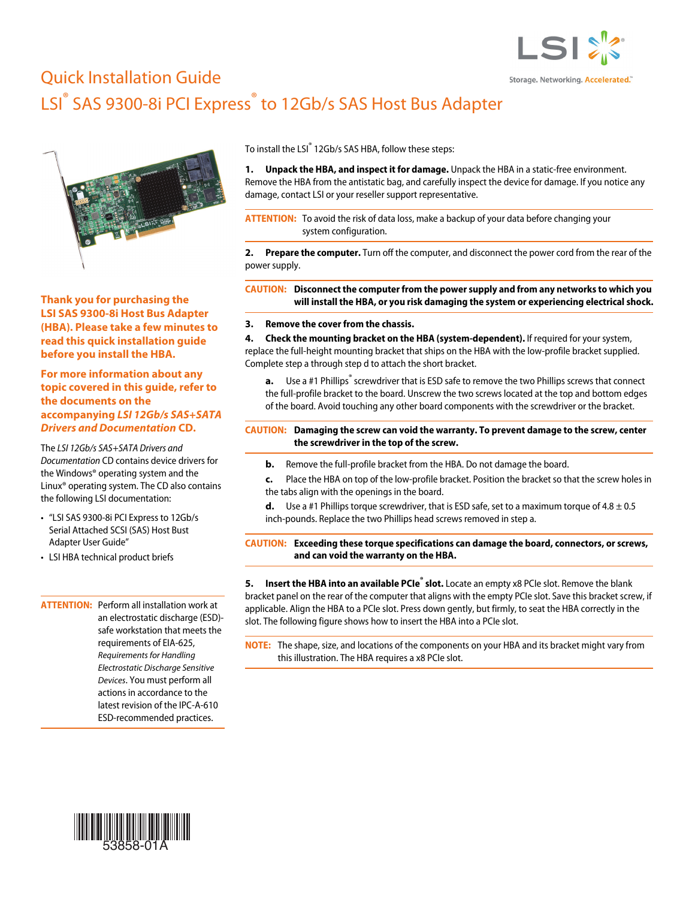# Quick Installation Guide

## LSI® SAS 9300-8i PCI Express® to 12Gb/s SAS Host Bus Adapter

Storage. Networking. **Accelerated.**™

**Thank you for purchasing the LSI SAS 9300-8i Host Bus Adapter (HBA). Please take a few minutes to read this quick installation guide before you install the HBA.**

**For more information about any topic covered in this guide, refer to the documents on the accompanying *LSI 12Gb/s SAS+SATA Drivers and Documentation* CD.**

The *LSI 12Gb/s SAS+SATA Drivers and Documentation* CD contains device drivers for the Windows® operating system and the Linux® operating system. The CD also contains the following LSI documentation:

- "LSI SAS 9300-8i PCI Express to 12Gb/s Serial Attached SCSI (SAS) Host Bust Adapter User Guide"
- LSI HBA technical product briefs

**ATTENTION:** Perform all installation work at an electrostatic discharge (ESD)-safe workstation that meets the requirements of EIA-625, *Requirements for Handling Electrostatic Discharge Sensitive Devices*. You must perform all actions in accordance to the latest revision of the IPC-A-610 ESD-recommended practices.

To install the LSI® 12Gb/s SAS HBA, follow these steps:

1. **Unpack the HBA, and inspect it for damage.** Unpack the HBA in a static-free environment. Remove the HBA from the antistatic bag, and carefully inspect the device for damage. If you notice any damage, contact LSI or your reseller support representative.

**ATTENTION:** To avoid the risk of data loss, make a backup of your data before changing your system configuration.

2. **Prepare the computer.** Turn off the computer, and disconnect the power cord from the rear of the power supply.

**CAUTION: Disconnect the computer from the power supply and from any networks to which you will install the HBA, or you risk damaging the system or experiencing electrical shock.**

3. **Remove the cover from the chassis.**
4. **Check the mounting bracket on the HBA (system-dependent).** If required for your system, replace the full-height mounting bracket that ships on the HBA with the low-profile bracket supplied. Complete step a through step d to attach the short bracket.

   a. Use a #1 Phillips® screwdriver that is ESD safe to remove the two Phillips screws that connect the full-profile bracket to the board. Unscrew the two screws located at the top and bottom edges of the board. Avoid touching any other board components with the screwdriver or the bracket.

**CAUTION: Damaging the screw can void the warranty. To prevent damage to the screw, center the screwdriver in the top of the screw.**

   b. Remove the full-profile bracket from the HBA. Do not damage the board.

   c. Place the HBA on top of the low-profile bracket. Position the bracket so that the screw holes in the tabs align with the openings in the board.

   d. Use a #1 Phillips torque screwdriver, that is ESD safe, set to a maximum torque of 4.8 ± 0.5 inch-pounds. Replace the two Phillips head screws removed in step a.

**CAUTION: Exceeding these torque specifications can damage the board, connectors, or screws, and can void the warranty on the HBA.**

5. **Insert the HBA into an available PCIe® slot.** Locate an empty x8 PCIe slot. Remove the blank bracket panel on the rear of the computer that aligns with the empty PCIe slot. Save this bracket screw, if applicable. Align the HBA to a PCIe slot. Press down gently, but firmly, to seat the HBA correctly in the slot. The following figure shows how to insert the HBA into a PCIe slot.

**NOTE:** The shape, size, and locations of the components on your HBA and its bracket might vary from this illustration. The HBA requires a x8 PCIe slot.

53858-01A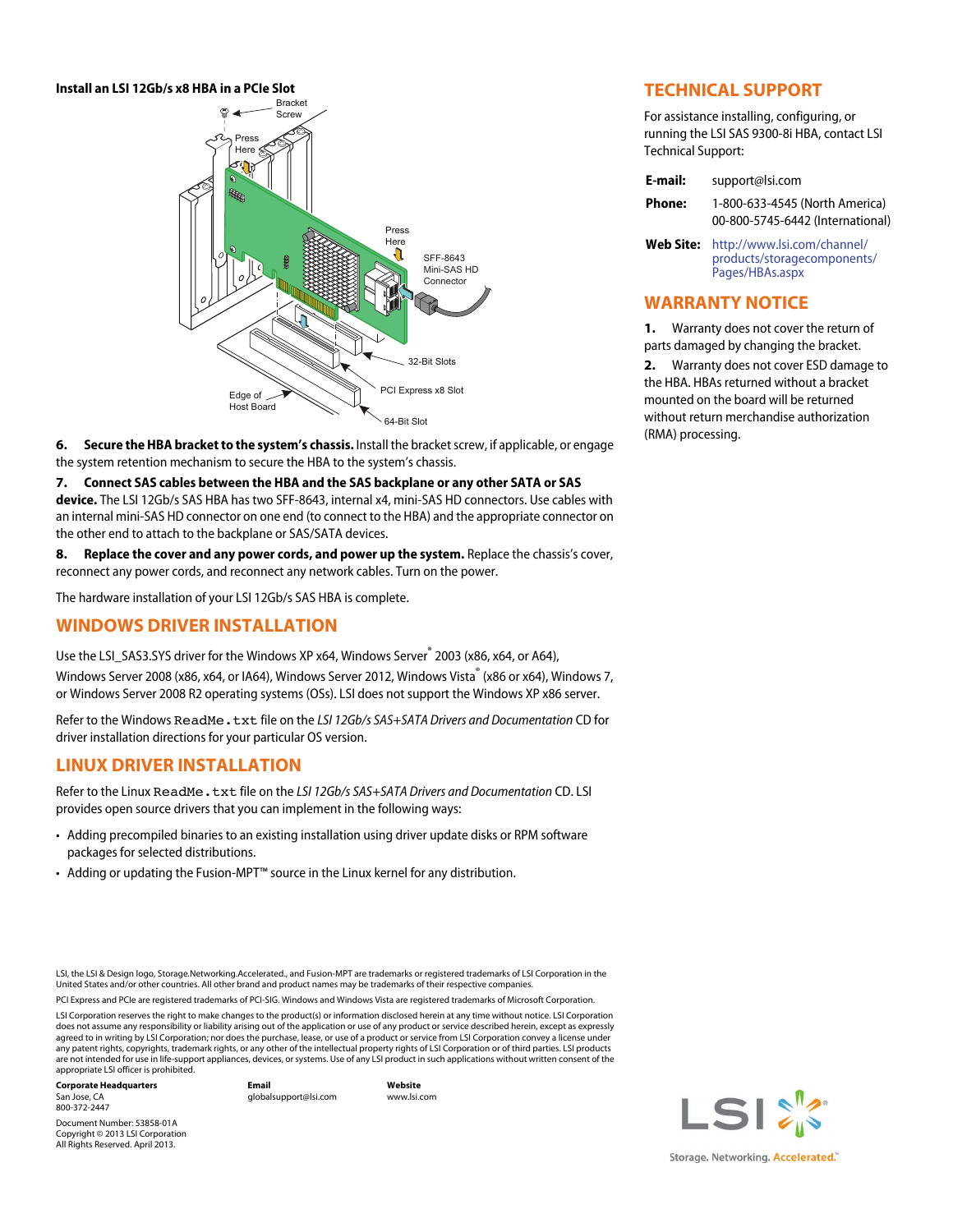**Install an LSI 12Gb/s x8 HBA in a PCIe Slot**

Bracket Screw

Press Here

Press Here

SFF-8643 Mini-SAS HD Connector

32-Bit Slots

PCI Express x8 Slot

Edge of Host Board

64-Bit Slot

**6. Secure the HBA bracket to the system's chassis.** Install the bracket screw, if applicable, or engage the system retention mechanism to secure the HBA to the system's chassis.

**7. Connect SAS cables between the HBA and the SAS backplane or any other SATA or SAS device.** The LSI 12Gb/s SAS HBA has two SFF-8643, internal x4, mini-SAS HD connectors. Use cables with an internal mini-SAS HD connector on one end (to connect to the HBA) and the appropriate connector on the other end to attach to the backplane or SAS/SATA devices.

**8. Replace the cover and any power cords, and power up the system.** Replace the chassis's cover, reconnect any power cords, and reconnect any network cables. Turn on the power.

The hardware installation of your LSI 12Gb/s SAS HBA is complete.

## WINDOWS DRIVER INSTALLATION

Use the LSI_SAS3.SYS driver for the Windows XP x64, Windows Server® 2003 (x86, x64, or A64), Windows Server 2008 (x86, x64, or IA64), Windows Server 2012, Windows Vista® (x86 or x64), Windows 7, or Windows Server 2008 R2 operating systems (OSs). LSI does not support the Windows XP x86 server.

Refer to the Windows `ReadMe.txt` file on the *LSI 12Gb/s SAS+SATA Drivers and Documentation* CD for driver installation directions for your particular OS version.

## LINUX DRIVER INSTALLATION

Refer to the Linux `ReadMe.txt` file on the *LSI 12Gb/s SAS+SATA Drivers and Documentation* CD. LSI provides open source drivers that you can implement in the following ways:

- Adding precompiled binaries to an existing installation using driver update disks or RPM software packages for selected distributions.
- Adding or updating the Fusion-MPT™ source in the Linux kernel for any distribution.

## TECHNICAL SUPPORT

For assistance installing, configuring, or running the LSI SAS 9300-8i HBA, contact LSI Technical Support:

| | |
|---|---|
| **E-mail:** | support@lsi.com |
| **Phone:** | 1-800-633-4545 (North America)<br>00-800-5745-6442 (International) |
| **Web Site:** | http://www.lsi.com/channel/products/storagecomponents/Pages/HBAs.aspx |

## WARRANTY NOTICE

**1.** Warranty does not cover the return of parts damaged by changing the bracket.

**2.** Warranty does not cover ESD damage to the HBA. HBAs returned without a bracket mounted on the board will be returned without return merchandise authorization (RMA) processing.

LSI, the LSI & Design logo, Storage.Networking.Accelerated., and Fusion-MPT are trademarks or registered trademarks of LSI Corporation in the United States and/or other countries. All other brand and product names may be trademarks of their respective companies.

PCI Express and PCIe are registered trademarks of PCI-SIG. Windows and Windows Vista are registered trademarks of Microsoft Corporation.

LSI Corporation reserves the right to make changes to the product(s) or information disclosed herein at any time without notice. LSI Corporation does not assume any responsibility or liability arising out of the application or use of any product or service described herein, except as expressly agreed to in writing by LSI Corporation; nor does the purchase, lease, or use of a product or service from LSI Corporation convey a license under any patent rights, copyrights, trademark rights, or any other of the intellectual property rights of LSI Corporation or of third parties. LSI products are not intended for use in life-support appliances, devices, or systems. Use of any LSI product in such applications without written consent of the appropriate LSI officer is prohibited.

**Corporate Headquarters**
San Jose, CA
800-372-2447

**Email**
globalsupport@lsi.com

**Website**
www.lsi.com

Document Number: 53858-01A
Copyright © 2013 LSI Corporation
All Rights Reserved. April 2013.

LSI

Storage. Networking. Accelerated.™